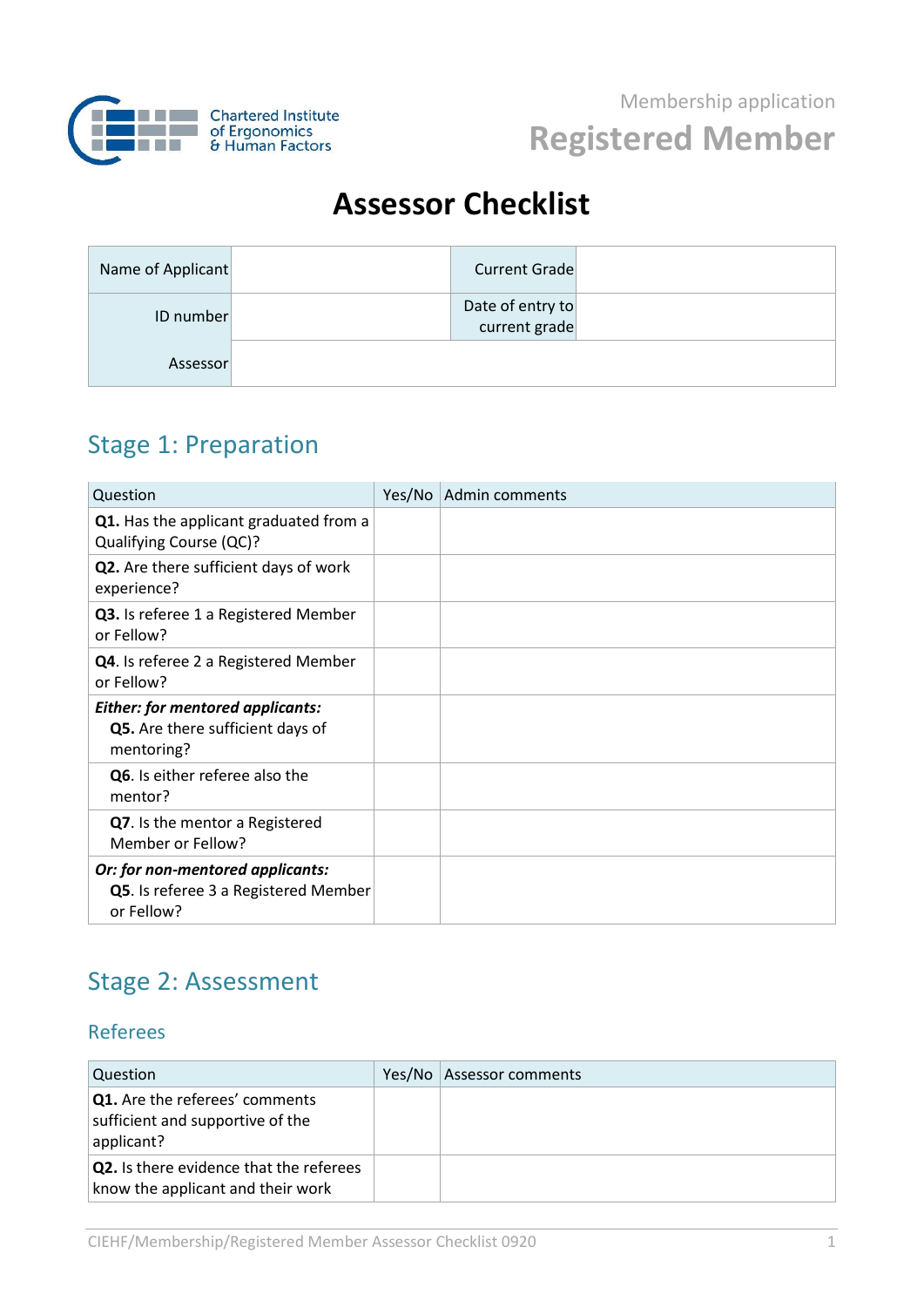Chartered Institute of Ergonomics & Human Factors

Membership application

# Registered Member

# Assessor Checklist

| Name of Applicant | | Current Grade | |
|---|---|---|---|
| ID number | | Date of entry to current grade | |
| Assessor | | | |

## Stage 1: Preparation

| Question | Yes/No | Admin comments |
|---|---|---|
| **Q1.** Has the applicant graduated from a Qualifying Course (QC)? | | |
| **Q2.** Are there sufficient days of work experience? | | |
| **Q3.** Is referee 1 a Registered Member or Fellow? | | |
| **Q4**. Is referee 2 a Registered Member or Fellow? | | |
| ***Either: for mentored applicants:*** **Q5.** Are there sufficient days of mentoring? | | |
| **Q6**. Is either referee also the mentor? | | |
| **Q7**. Is the mentor a Registered Member or Fellow? | | |
| ***Or: for non-mentored applicants:*** **Q5**. Is referee 3 a Registered Member or Fellow? | | |

## Stage 2: Assessment

### Referees

| Question | Yes/No | Assessor comments |
|---|---|---|
| **Q1.** Are the referees' comments sufficient and supportive of the applicant? | | |
| **Q2.** Is there evidence that the referees know the applicant and their work | | |

CIEHF/Membership/Registered Member Assessor Checklist 0920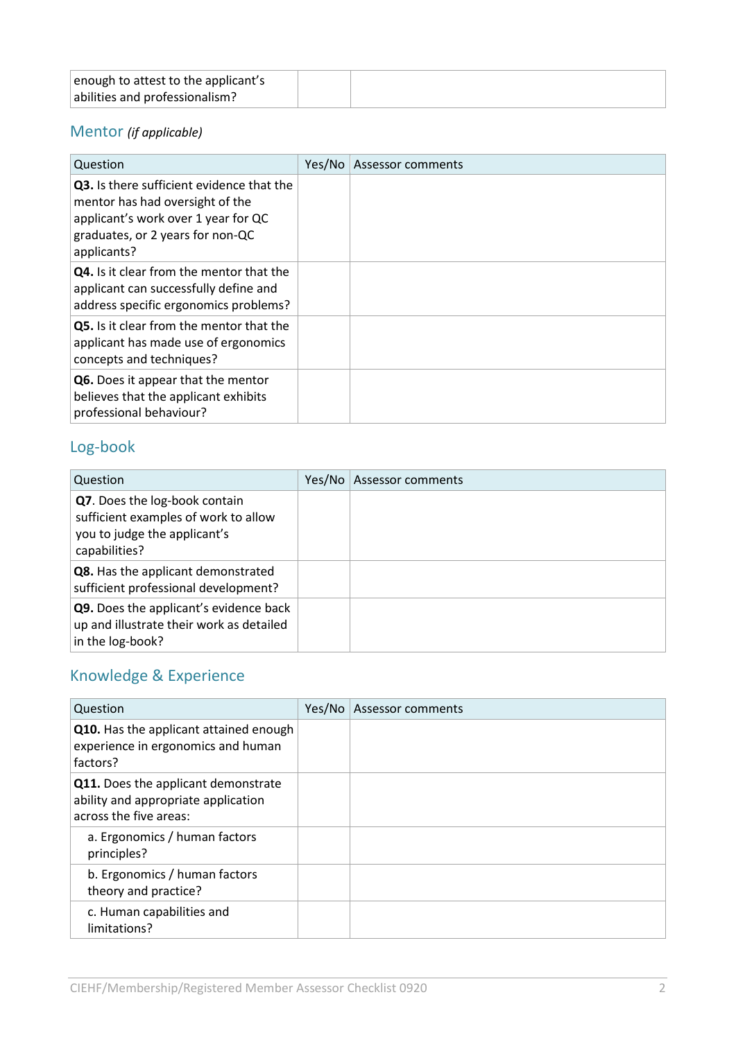| enough to attest to the applicant's abilities and professionalism? | | |
|---|---|---|

## Mentor *(if applicable)*

| Question | Yes/No | Assessor comments |
|---|---|---|
| **Q3.** Is there sufficient evidence that the mentor has had oversight of the applicant's work over 1 year for QC graduates, or 2 years for non-QC applicants? | | |
| **Q4.** Is it clear from the mentor that the applicant can successfully define and address specific ergonomics problems? | | |
| **Q5.** Is it clear from the mentor that the applicant has made use of ergonomics concepts and techniques? | | |
| **Q6.** Does it appear that the mentor believes that the applicant exhibits professional behaviour? | | |

## Log-book

| Question | Yes/No | Assessor comments |
|---|---|---|
| **Q7**. Does the log-book contain sufficient examples of work to allow you to judge the applicant's capabilities? | | |
| **Q8.** Has the applicant demonstrated sufficient professional development? | | |
| **Q9.** Does the applicant's evidence back up and illustrate their work as detailed in the log-book? | | |

## Knowledge & Experience

| Question | Yes/No | Assessor comments |
|---|---|---|
| **Q10.** Has the applicant attained enough experience in ergonomics and human factors? | | |
| **Q11.** Does the applicant demonstrate ability and appropriate application across the five areas: | | |
| a. Ergonomics / human factors principles? | | |
| b. Ergonomics / human factors theory and practice? | | |
| c. Human capabilities and limitations? | | |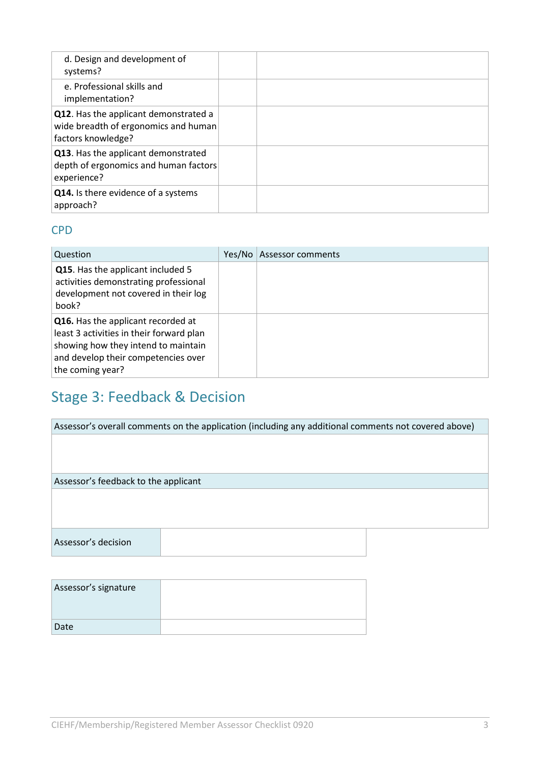| | | |
|---|---|---|
| d. Design and development of systems? | | |
| e. Professional skills and implementation? | | |
| **Q12**. Has the applicant demonstrated a wide breadth of ergonomics and human factors knowledge? | | |
| **Q13**. Has the applicant demonstrated depth of ergonomics and human factors experience? | | |
| **Q14.** Is there evidence of a systems approach? | | |

### CPD

| Question | Yes/No | Assessor comments |
|---|---|---|
| **Q15**. Has the applicant included 5 activities demonstrating professional development not covered in their log book? | | |
| **Q16.** Has the applicant recorded at least 3 activities in their forward plan showing how they intend to maintain and develop their competencies over the coming year? | | |

## Stage 3: Feedback & Decision

| Assessor's overall comments on the application (including any additional comments not covered above) |
|---|
| |
| Assessor's feedback to the applicant |
| |

| Assessor's decision | |
|---|---|

| Assessor's signature | |
|---|---|
| Date | |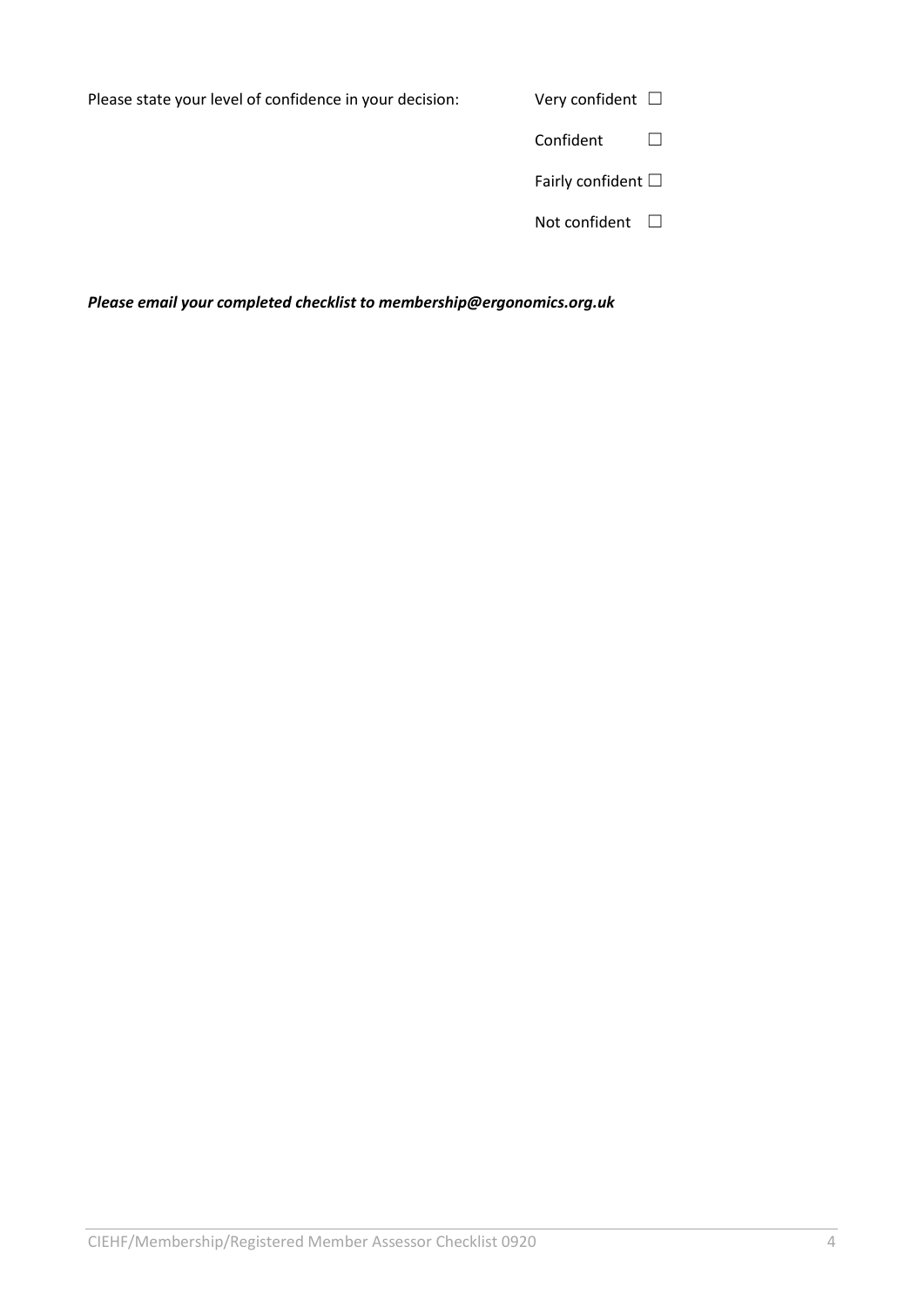Please state your level of confidence in your decision:

Very confident ☐

Confident ☐

Fairly confident ☐

Not confident ☐

***Please email your completed checklist to membership@ergonomics.org.uk***